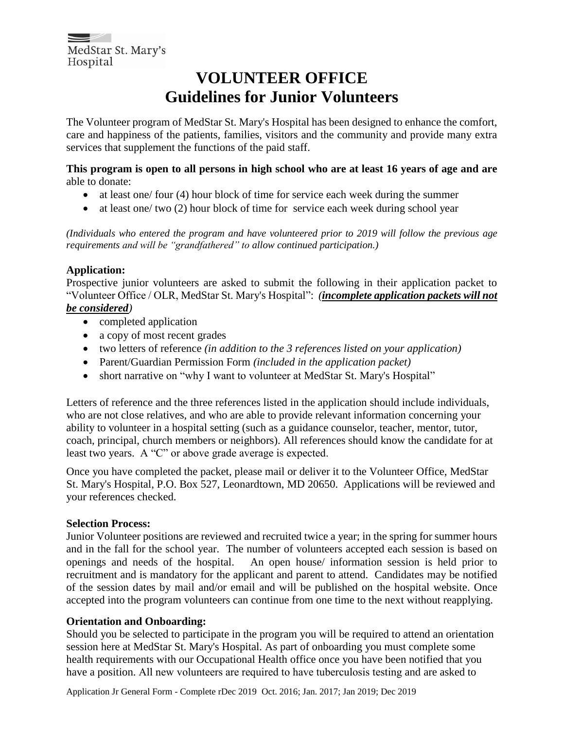MedStar St. Mary's Hospital

# VOLUNTEER OFFICE
# Guidelines for Junior Volunteers

The Volunteer program of MedStar St. Mary's Hospital has been designed to enhance the comfort, care and happiness of the patients, families, visitors and the community and provide many extra services that supplement the functions of the paid staff.

**This program is open to all persons in high school who are at least 16 years of age and are** able to donate:

- at least one/ four (4) hour block of time for service each week during the summer
- at least one/ two (2) hour block of time for service each week during school year

*(Individuals who entered the program and have volunteered prior to 2019 will follow the previous age requirements and will be "grandfathered" to allow continued participation.)*

### Application:

Prospective junior volunteers are asked to submit the following in their application packet to "Volunteer Office / OLR, MedStar St. Mary's Hospital": *(**incomplete application packets will not be considered**)*

- completed application
- a copy of most recent grades
- two letters of reference *(in addition to the 3 references listed on your application)*
- Parent/Guardian Permission Form *(included in the application packet)*
- short narrative on "why I want to volunteer at MedStar St. Mary's Hospital"

Letters of reference and the three references listed in the application should include individuals, who are not close relatives, and who are able to provide relevant information concerning your ability to volunteer in a hospital setting (such as a guidance counselor, teacher, mentor, tutor, coach, principal, church members or neighbors). All references should know the candidate for at least two years. A "C" or above grade average is expected.

Once you have completed the packet, please mail or deliver it to the Volunteer Office, MedStar St. Mary's Hospital, P.O. Box 527, Leonardtown, MD 20650. Applications will be reviewed and your references checked.

### Selection Process:

Junior Volunteer positions are reviewed and recruited twice a year; in the spring for summer hours and in the fall for the school year. The number of volunteers accepted each session is based on openings and needs of the hospital. An open house/ information session is held prior to recruitment and is mandatory for the applicant and parent to attend. Candidates may be notified of the session dates by mail and/or email and will be published on the hospital website. Once accepted into the program volunteers can continue from one time to the next without reapplying.

### Orientation and Onboarding:

Should you be selected to participate in the program you will be required to attend an orientation session here at MedStar St. Mary's Hospital. As part of onboarding you must complete some health requirements with our Occupational Health office once you have been notified that you have a position. All new volunteers are required to have tuberculosis testing and are asked to

Application Jr General Form - Complete rDec 2019 Oct. 2016; Jan. 2017; Jan 2019; Dec 2019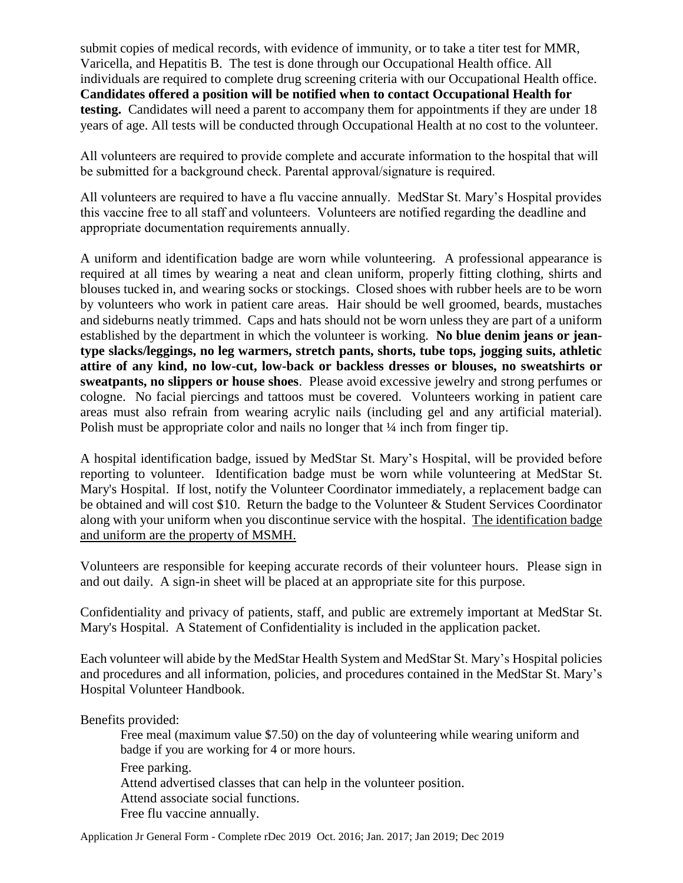submit copies of medical records, with evidence of immunity, or to take a titer test for MMR, Varicella, and Hepatitis B. The test is done through our Occupational Health office. All individuals are required to complete drug screening criteria with our Occupational Health office. **Candidates offered a position will be notified when to contact Occupational Health for testing.** Candidates will need a parent to accompany them for appointments if they are under 18 years of age. All tests will be conducted through Occupational Health at no cost to the volunteer.

All volunteers are required to provide complete and accurate information to the hospital that will be submitted for a background check. Parental approval/signature is required.

All volunteers are required to have a flu vaccine annually. MedStar St. Mary's Hospital provides this vaccine free to all staff and volunteers. Volunteers are notified regarding the deadline and appropriate documentation requirements annually.

A uniform and identification badge are worn while volunteering. A professional appearance is required at all times by wearing a neat and clean uniform, properly fitting clothing, shirts and blouses tucked in, and wearing socks or stockings. Closed shoes with rubber heels are to be worn by volunteers who work in patient care areas. Hair should be well groomed, beards, mustaches and sideburns neatly trimmed. Caps and hats should not be worn unless they are part of a uniform established by the department in which the volunteer is working. **No blue denim jeans or jean-type slacks/leggings, no leg warmers, stretch pants, shorts, tube tops, jogging suits, athletic attire of any kind, no low-cut, low-back or backless dresses or blouses, no sweatshirts or sweatpants, no slippers or house shoes**. Please avoid excessive jewelry and strong perfumes or cologne. No facial piercings and tattoos must be covered. Volunteers working in patient care areas must also refrain from wearing acrylic nails (including gel and any artificial material). Polish must be appropriate color and nails no longer that ¼ inch from finger tip.

A hospital identification badge, issued by MedStar St. Mary's Hospital, will be provided before reporting to volunteer. Identification badge must be worn while volunteering at MedStar St. Mary's Hospital. If lost, notify the Volunteer Coordinator immediately, a replacement badge can be obtained and will cost $10. Return the badge to the Volunteer & Student Services Coordinator along with your uniform when you discontinue service with the hospital. <u>The identification badge and uniform are the property of MSMH.</u>

Volunteers are responsible for keeping accurate records of their volunteer hours. Please sign in and out daily. A sign-in sheet will be placed at an appropriate site for this purpose.

Confidentiality and privacy of patients, staff, and public are extremely important at MedStar St. Mary's Hospital. A Statement of Confidentiality is included in the application packet.

Each volunteer will abide by the MedStar Health System and MedStar St. Mary's Hospital policies and procedures and all information, policies, and procedures contained in the MedStar St. Mary's Hospital Volunteer Handbook.

Benefits provided:

- Free meal (maximum value $7.50) on the day of volunteering while wearing uniform and badge if you are working for 4 or more hours.
- Free parking.
- Attend advertised classes that can help in the volunteer position.
- Attend associate social functions.
- Free flu vaccine annually.

Application Jr General Form - Complete rDec 2019 Oct. 2016; Jan. 2017; Jan 2019; Dec 2019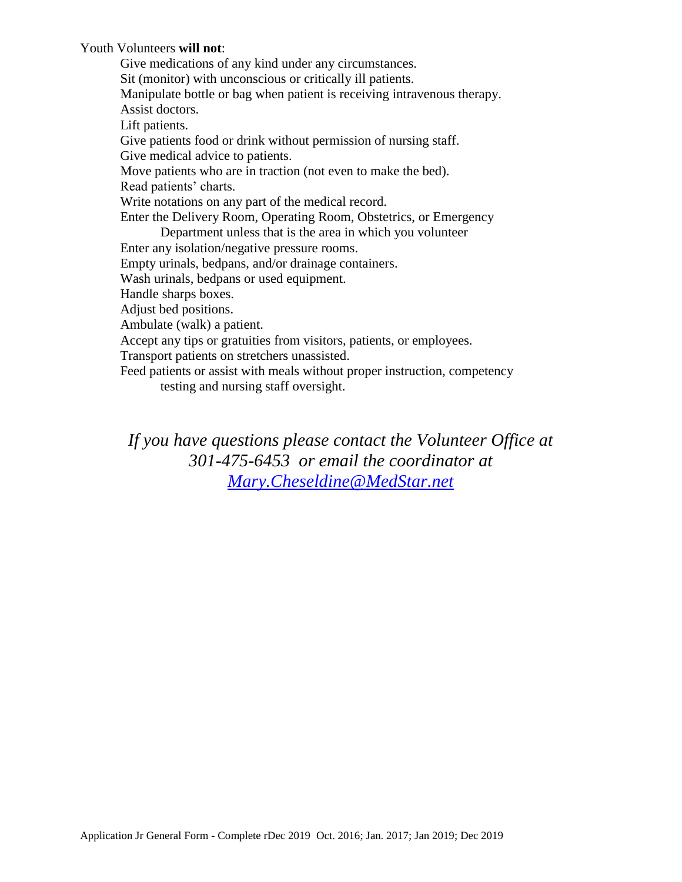Youth Volunteers **will not**:

- Give medications of any kind under any circumstances.
- Sit (monitor) with unconscious or critically ill patients.
- Manipulate bottle or bag when patient is receiving intravenous therapy.
- Assist doctors.
- Lift patients.
- Give patients food or drink without permission of nursing staff.
- Give medical advice to patients.
- Move patients who are in traction (not even to make the bed).
- Read patients' charts.
- Write notations on any part of the medical record.
- Enter the Delivery Room, Operating Room, Obstetrics, or Emergency Department unless that is the area in which you volunteer
- Enter any isolation/negative pressure rooms.
- Empty urinals, bedpans, and/or drainage containers.
- Wash urinals, bedpans or used equipment.
- Handle sharps boxes.
- Adjust bed positions.
- Ambulate (walk) a patient.
- Accept any tips or gratuities from visitors, patients, or employees.
- Transport patients on stretchers unassisted.
- Feed patients or assist with meals without proper instruction, competency testing and nursing staff oversight.

*If you have questions please contact the Volunteer Office at 301-475-6453 or email the coordinator at [Mary.Cheseldine@MedStar.net](mailto:Mary.Cheseldine@MedStar.net)*

Application Jr General Form - Complete rDec 2019 Oct. 2016; Jan. 2017; Jan 2019; Dec 2019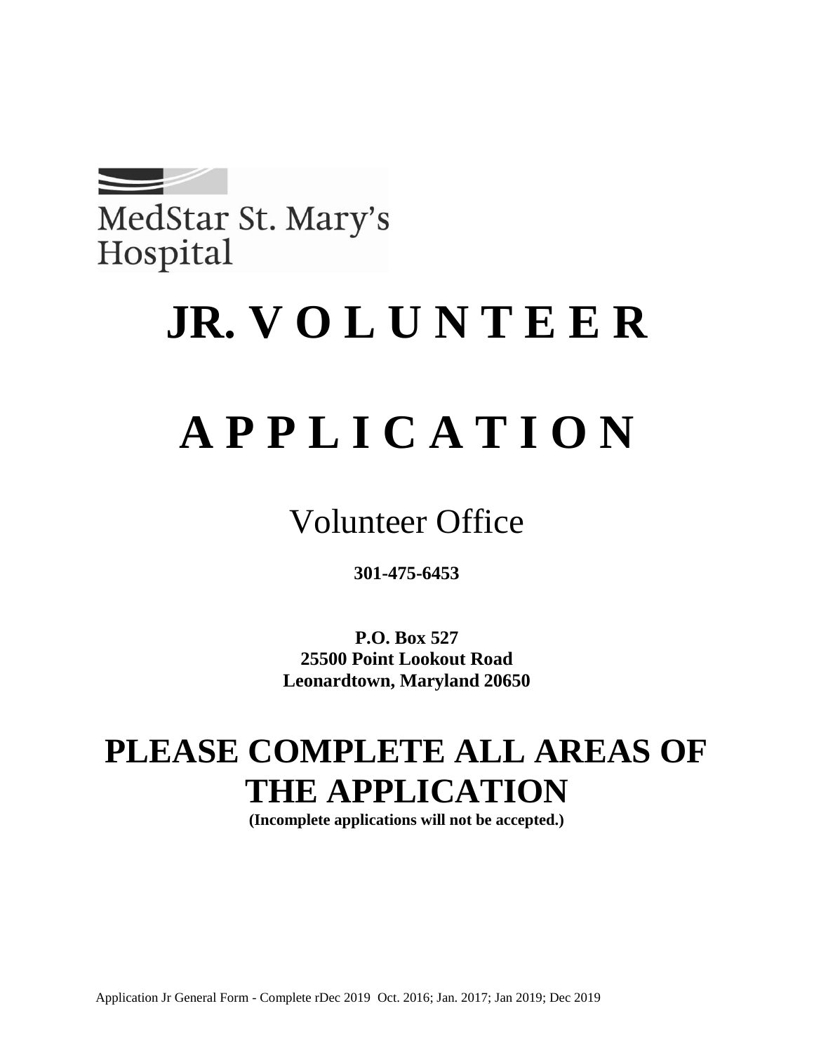MedStar St. Mary's Hospital

# JR. V O L U N T E E R

# A P P L I C A T I O N

## Volunteer Office

**301-475-6453**

**P.O. Box 527**
**25500 Point Lookout Road**
**Leonardtown, Maryland 20650**

# PLEASE COMPLETE ALL AREAS OF THE APPLICATION

**(Incomplete applications will not be accepted.)**

Application Jr General Form - Complete rDec 2019 Oct. 2016; Jan. 2017; Jan 2019; Dec 2019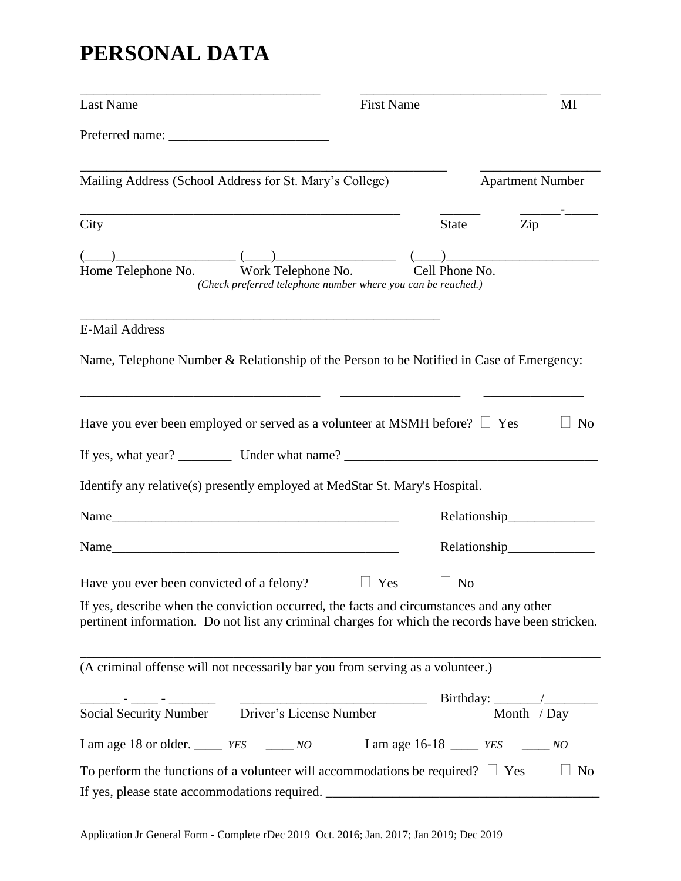# PERSONAL DATA

\_\_\_\_\_\_\_\_\_\_\_\_\_\_\_\_\_\_\_\_\_\_\_\_\_\_\_\_\_\_\_\_\_\_\_ \_\_\_\_\_\_\_\_\_\_\_\_\_\_\_\_\_\_\_\_\_\_\_\_\_\_\_ \_\_\_\_\_\_

Last Name First Name MI

Preferred name: \_\_\_\_\_\_\_\_\_\_\_\_\_\_\_\_\_\_\_\_\_\_\_\_

\_\_\_\_\_\_\_\_\_\_\_\_\_\_\_\_\_\_\_\_\_\_\_\_\_\_\_\_\_\_\_\_\_\_\_\_\_\_\_\_\_\_\_\_\_\_\_\_\_\_\_\_\_\_ \_\_\_\_\_\_\_\_\_\_\_\_\_\_\_\_\_\_

Mailing Address (School Address for St. Mary's College) Apartment Number

\_\_\_\_\_\_\_\_\_\_\_\_\_\_\_\_\_\_\_\_\_\_\_\_\_\_\_\_\_\_\_\_\_\_\_\_\_\_\_\_\_\_\_\_\_\_\_ \_\_\_\_\_\_ \_\_\_\_\_\_-\_\_\_\_\_

City State Zip

(\_\_\_\_)\_\_\_\_\_\_\_\_\_\_\_\_\_\_\_\_\_\_ (\_\_\_\_)\_\_\_\_\_\_\_\_\_\_\_\_\_\_\_\_\_\_ (\_\_\_\_)\_\_\_\_\_\_\_\_\_\_\_\_\_\_\_\_\_\_\_\_\_\_\_

Home Telephone No. Work Telephone No. Cell Phone No.

*(Check preferred telephone number where you can be reached.)*

\_\_\_\_\_\_\_\_\_\_\_\_\_\_\_\_\_\_\_\_\_\_\_\_\_\_\_\_\_\_\_\_\_\_\_\_\_\_\_\_\_\_\_\_\_\_\_\_\_\_\_\_\_

E-Mail Address

Name, Telephone Number & Relationship of the Person to be Notified in Case of Emergency:

\_\_\_\_\_\_\_\_\_\_\_\_\_\_\_\_\_\_\_\_\_\_\_\_\_\_\_\_\_\_\_\_\_\_\_\_ \_\_\_\_\_\_\_\_\_\_\_\_\_\_\_\_\_\_ \_\_\_\_\_\_\_\_\_\_\_\_\_\_\_

Have you ever been employed or served as a volunteer at MSMH before? ☐ Yes ☐ No

If yes, what year? \_\_\_\_\_\_\_\_ Under what name? \_\_\_\_\_\_\_\_\_\_\_\_\_\_\_\_\_\_\_\_\_\_\_\_\_\_\_\_\_\_\_\_\_\_\_\_\_\_

Identify any relative(s) presently employed at MedStar St. Mary's Hospital.

Name\_\_\_\_\_\_\_\_\_\_\_\_\_\_\_\_\_\_\_\_\_\_\_\_\_\_\_\_\_\_\_\_\_\_\_\_\_\_\_\_\_\_\_\_ Relationship\_\_\_\_\_\_\_\_\_\_\_\_\_

Name\_\_\_\_\_\_\_\_\_\_\_\_\_\_\_\_\_\_\_\_\_\_\_\_\_\_\_\_\_\_\_\_\_\_\_\_\_\_\_\_\_\_\_\_ Relationship\_\_\_\_\_\_\_\_\_\_\_\_\_

Have you ever been convicted of a felony? ☐ Yes ☐ No

If yes, describe when the conviction occurred, the facts and circumstances and any other pertinent information. Do not list any criminal charges for which the records have been stricken.

\_\_\_\_\_\_\_\_\_\_\_\_\_\_\_\_\_\_\_\_\_\_\_\_\_\_\_\_\_\_\_\_\_\_\_\_\_\_\_\_\_\_\_\_\_\_\_\_\_\_\_\_\_\_\_\_\_\_\_\_\_\_\_\_\_\_\_\_\_\_\_\_\_\_\_

(A criminal offense will not necessarily bar you from serving as a volunteer.)

\_\_\_\_\_\_ - \_\_\_\_ - \_\_\_\_\_\_\_ \_\_\_\_\_\_\_\_\_\_\_\_\_\_\_\_\_\_\_\_\_\_\_\_\_\_\_\_ Birthday: \_\_\_\_\_\_\_/\_\_\_\_\_\_\_\_

Social Security Number Driver's License Number Month / Day

I am age 18 or older. \_\_\_\_\_ *YES* \_\_\_\_\_ *NO* I am age 16-18 \_\_\_\_\_ *YES* \_\_\_\_\_ *NO*

To perform the functions of a volunteer will accommodations be required? ☐ Yes ☐ No

If yes, please state accommodations required. \_\_\_\_\_\_\_\_\_\_\_\_\_\_\_\_\_\_\_\_\_\_\_\_\_\_\_\_\_\_\_\_\_\_\_\_\_\_\_\_

Application Jr General Form - Complete rDec 2019 Oct. 2016; Jan. 2017; Jan 2019; Dec 2019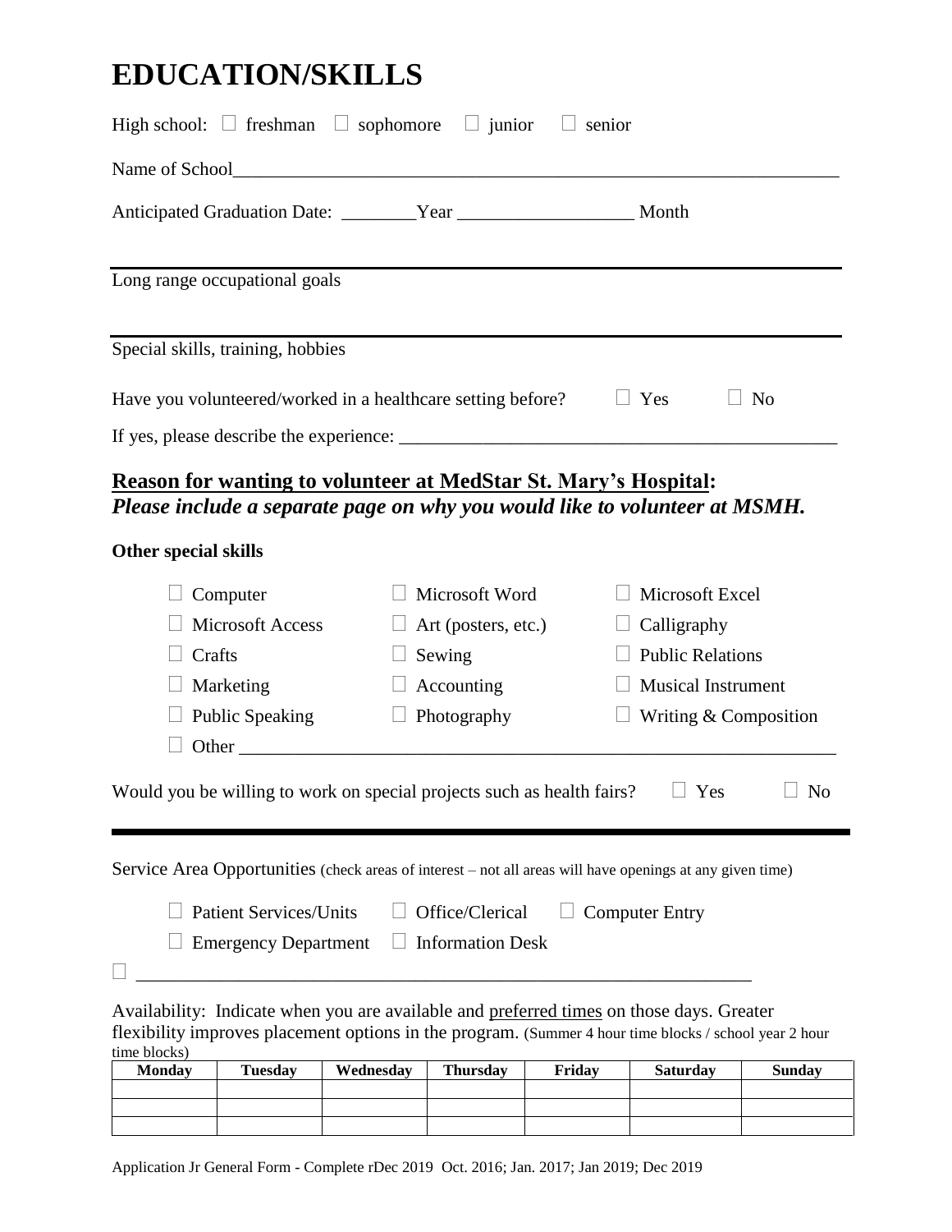# EDUCATION/SKILLS

High school: ☐ freshman ☐ sophomore ☐ junior ☐ senior

Name of School\_\_\_\_\_\_\_\_\_\_\_\_\_\_\_\_\_\_\_\_\_\_\_\_\_\_\_\_\_\_\_\_\_\_\_\_\_\_\_\_\_\_\_\_\_\_\_\_\_\_\_\_\_\_\_\_\_\_\_\_\_\_

Anticipated Graduation Date: \_\_\_\_\_\_\_\_Year \_\_\_\_\_\_\_\_\_\_\_\_\_\_\_\_\_\_\_ Month

---

Long range occupational goals

---

Special skills, training, hobbies

Have you volunteered/worked in a healthcare setting before? ☐ Yes ☐ No

If yes, please describe the experience: \_\_\_\_\_\_\_\_\_\_\_\_\_\_\_\_\_\_\_\_\_\_\_\_\_\_\_\_\_\_\_\_\_\_\_\_\_\_\_\_\_\_\_\_\_\_\_\_

## Reason for wanting to volunteer at MedStar St. Mary's Hospital:

***Please include a separate page on why you would like to volunteer at MSMH.***

**Other special skills**

☐ Computer ☐ Microsoft Word ☐ Microsoft Excel
☐ Microsoft Access ☐ Art (posters, etc.) ☐ Calligraphy
☐ Crafts ☐ Sewing ☐ Public Relations
☐ Marketing ☐ Accounting ☐ Musical Instrument
☐ Public Speaking ☐ Photography ☐ Writing & Composition
☐ Other \_\_\_\_\_\_\_\_\_\_\_\_\_\_\_\_\_\_\_\_\_\_\_\_\_\_\_\_\_\_\_\_\_\_\_\_\_\_\_\_\_\_\_\_\_\_\_\_\_\_\_\_\_\_\_\_\_\_\_\_\_\_

Would you be willing to work on special projects such as health fairs? ☐ Yes ☐ No

---

Service Area Opportunities (check areas of interest – not all areas will have openings at any given time)

☐ Patient Services/Units ☐ Office/Clerical ☐ Computer Entry
☐ Emergency Department ☐ Information Desk
☐ \_\_\_\_\_\_\_\_\_\_\_\_\_\_\_\_\_\_\_\_\_\_\_\_\_\_\_\_\_\_\_\_\_\_\_\_\_\_\_\_\_\_\_\_\_\_\_\_\_\_\_\_\_\_\_\_\_\_\_\_\_\_\_\_

Availability: Indicate when you are available and preferred times on those days. Greater flexibility improves placement options in the program. (Summer 4 hour time blocks / school year 2 hour time blocks)

| Monday | Tuesday | Wednesday | Thursday | Friday | Saturday | Sunday |
|---|---|---|---|---|---|---|
| | | | | | | |
| | | | | | | |
| | | | | | | |

Application Jr General Form - Complete rDec 2019 Oct. 2016; Jan. 2017; Jan 2019; Dec 2019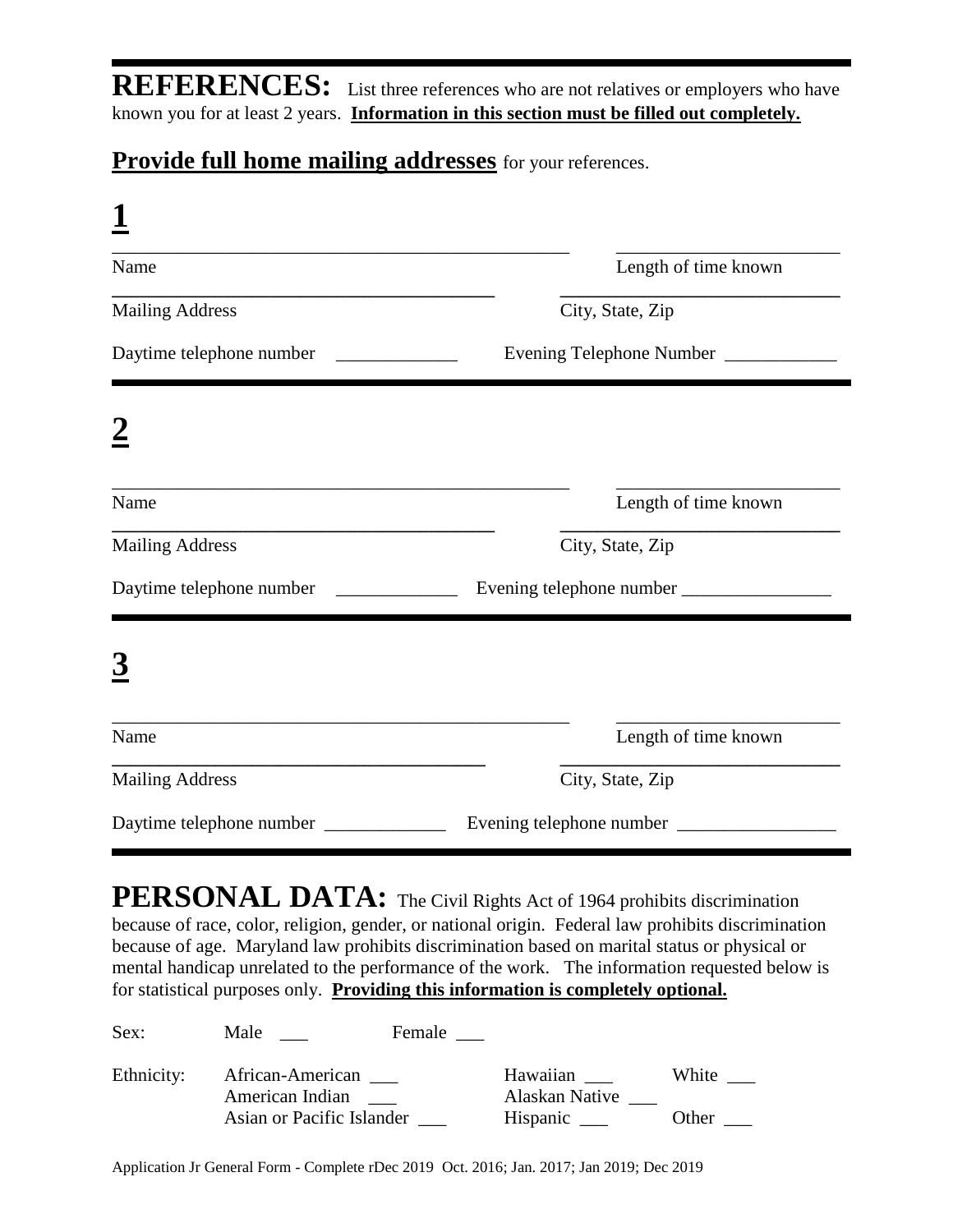**REFERENCES:** List three references who are not relatives or employers who have known you for at least 2 years. **Information in this section must be filled out completely.**

**Provide full home mailing addresses** for your references.

## 1

_______________________________________________ _______________________

Name Length of time known

_______________________________________ ____________________________

Mailing Address City, State, Zip

Daytime telephone number _____________ Evening Telephone Number ____________

## 2

_______________________________________________ _______________________

Name Length of time known

_______________________________________ ____________________________

Mailing Address City, State, Zip

Daytime telephone number _____________ Evening telephone number ________________

## 3

_______________________________________________ _______________________

Name Length of time known

_______________________________________ ____________________________

Mailing Address City, State, Zip

Daytime telephone number _____________ Evening telephone number _________________

**PERSONAL DATA:** The Civil Rights Act of 1964 prohibits discrimination because of race, color, religion, gender, or national origin. Federal law prohibits discrimination because of age. Maryland law prohibits discrimination based on marital status or physical or mental handicap unrelated to the performance of the work. The information requested below is for statistical purposes only. **Providing this information is completely optional.**

Sex: Male ___ Female ___

Ethnicity: African-American ___ Hawaiian ___ White ___
American Indian ___ Alaskan Native ___
Asian or Pacific Islander ___ Hispanic ___ Other ___

Application Jr General Form - Complete rDec 2019 Oct. 2016; Jan. 2017; Jan 2019; Dec 2019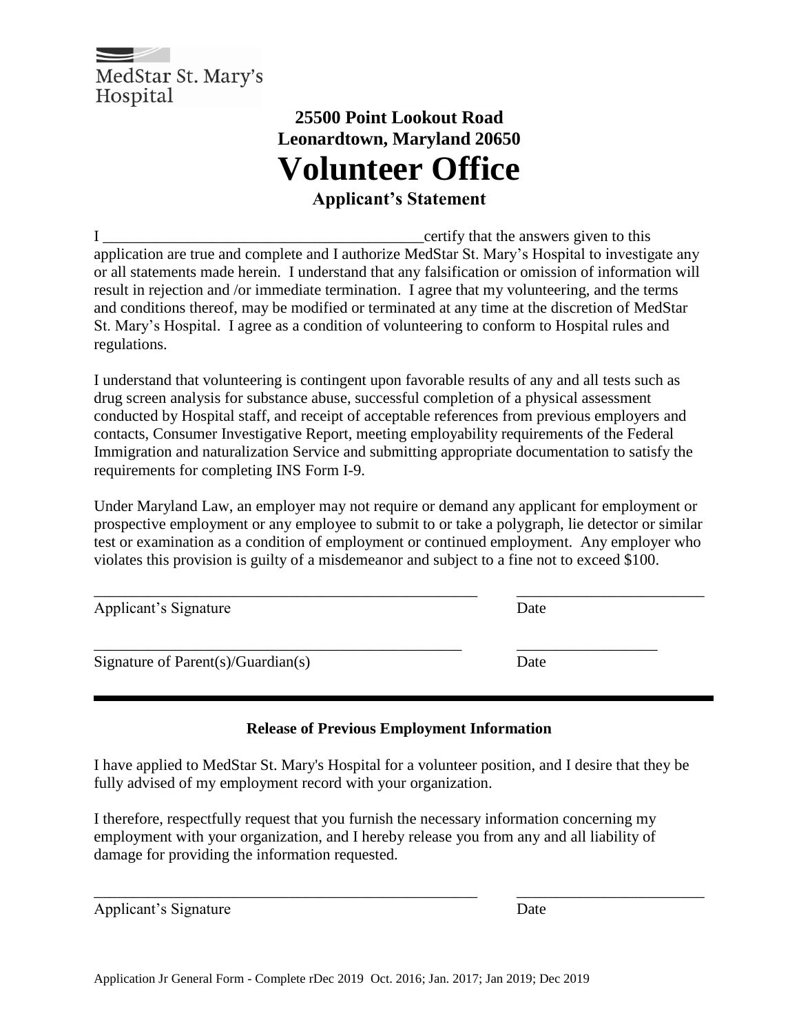MedStar St. Mary's Hospital

**25500 Point Lookout Road**
**Leonardtown, Maryland 20650**

# Volunteer Office

### Applicant's Statement

I __________________________________________certify that the answers given to this application are true and complete and I authorize MedStar St. Mary's Hospital to investigate any or all statements made herein. I understand that any falsification or omission of information will result in rejection and /or immediate termination. I agree that my volunteering, and the terms and conditions thereof, may be modified or terminated at any time at the discretion of MedStar St. Mary's Hospital. I agree as a condition of volunteering to conform to Hospital rules and regulations.

I understand that volunteering is contingent upon favorable results of any and all tests such as drug screen analysis for substance abuse, successful completion of a physical assessment conducted by Hospital staff, and receipt of acceptable references from previous employers and contacts, Consumer Investigative Report, meeting employability requirements of the Federal Immigration and naturalization Service and submitting appropriate documentation to satisfy the requirements for completing INS Form I-9.

Under Maryland Law, an employer may not require or demand any applicant for employment or prospective employment or any employee to submit to or take a polygraph, lie detector or similar test or examination as a condition of employment or continued employment. Any employer who violates this provision is guilty of a misdemeanor and subject to a fine not to exceed $100.

____________________________________________________ ________________________
Applicant's Signature Date

__________________________________________________ __________________
Signature of Parent(s)/Guardian(s) Date

---

**Release of Previous Employment Information**

I have applied to MedStar St. Mary's Hospital for a volunteer position, and I desire that they be fully advised of my employment record with your organization.

I therefore, respectfully request that you furnish the necessary information concerning my employment with your organization, and I hereby release you from any and all liability of damage for providing the information requested.

____________________________________________________ ________________________
Applicant's Signature Date

Application Jr General Form - Complete rDec 2019 Oct. 2016; Jan. 2017; Jan 2019; Dec 2019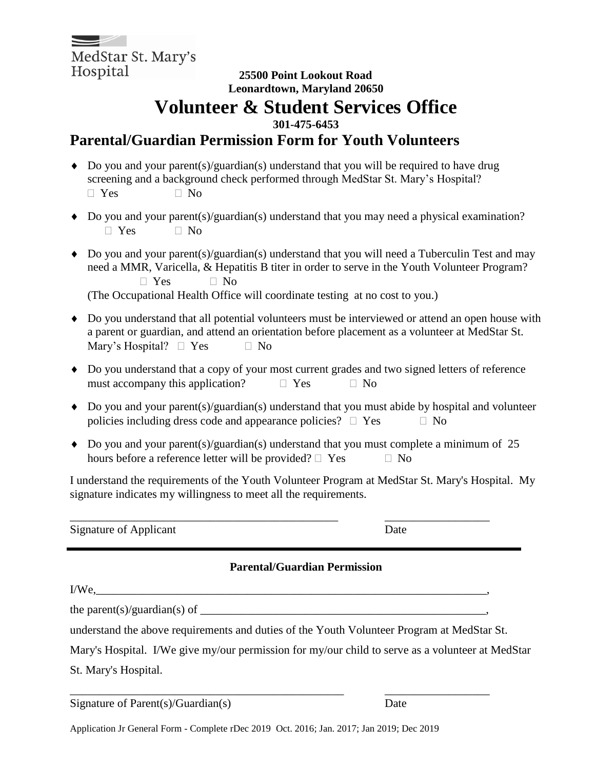MedStar St. Mary's Hospital

**25500 Point Lookout Road**
**Leonardtown, Maryland 20650**

# Volunteer & Student Services Office

**301-475-6453**

## Parental/Guardian Permission Form for Youth Volunteers

- Do you and your parent(s)/guardian(s) understand that you will be required to have drug screening and a background check performed through MedStar St. Mary's Hospital?
  ☐ Yes ☐ No
- Do you and your parent(s)/guardian(s) understand that you may need a physical examination?
  ☐ Yes ☐ No
- Do you and your parent(s)/guardian(s) understand that you will need a Tuberculin Test and may need a MMR, Varicella, & Hepatitis B titer in order to serve in the Youth Volunteer Program?
  ☐ Yes ☐ No
  (The Occupational Health Office will coordinate testing at no cost to you.)
- Do you understand that all potential volunteers must be interviewed or attend an open house with a parent or guardian, and attend an orientation before placement as a volunteer at MedStar St. Mary's Hospital? ☐ Yes ☐ No
- Do you understand that a copy of your most current grades and two signed letters of reference must accompany this application? ☐ Yes ☐ No
- Do you and your parent(s)/guardian(s) understand that you must abide by hospital and volunteer policies including dress code and appearance policies? ☐ Yes ☐ No
- Do you and your parent(s)/guardian(s) understand that you must complete a minimum of 25 hours before a reference letter will be provided? ☐ Yes ☐ No

I understand the requirements of the Youth Volunteer Program at MedStar St. Mary's Hospital. My signature indicates my willingness to meet all the requirements.

_______________________________________________ __________________

Signature of Applicant Date

---

**Parental/Guardian Permission**

I/We,_______________________________________________________________________,

the parent(s)/guardian(s) of ___________________________________________________,

understand the above requirements and duties of the Youth Volunteer Program at MedStar St. Mary's Hospital. I/We give my/our permission for my/our child to serve as a volunteer at MedStar St. Mary's Hospital.

________________________________________________ __________________

Signature of Parent(s)/Guardian(s) Date

Application Jr General Form - Complete rDec 2019 Oct. 2016; Jan. 2017; Jan 2019; Dec 2019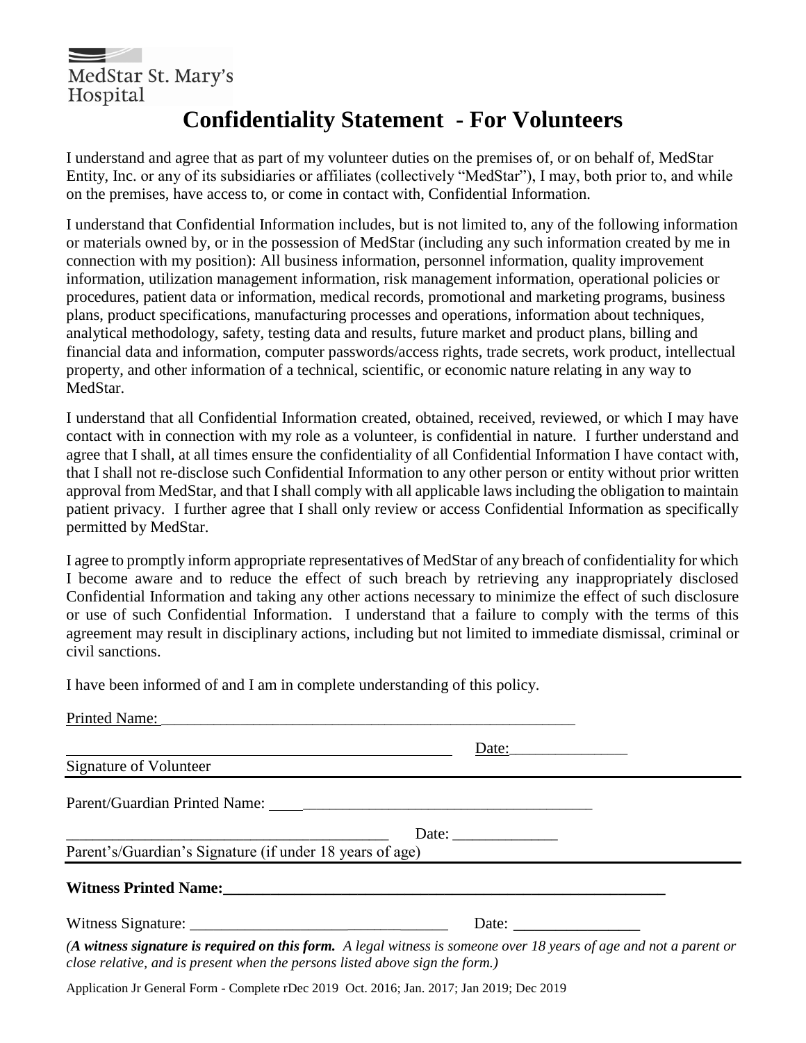MedStar St. Mary's Hospital

# Confidentiality Statement - For Volunteers

I understand and agree that as part of my volunteer duties on the premises of, or on behalf of, MedStar Entity, Inc. or any of its subsidiaries or affiliates (collectively "MedStar"), I may, both prior to, and while on the premises, have access to, or come in contact with, Confidential Information.

I understand that Confidential Information includes, but is not limited to, any of the following information or materials owned by, or in the possession of MedStar (including any such information created by me in connection with my position): All business information, personnel information, quality improvement information, utilization management information, risk management information, operational policies or procedures, patient data or information, medical records, promotional and marketing programs, business plans, product specifications, manufacturing processes and operations, information about techniques, analytical methodology, safety, testing data and results, future market and product plans, billing and financial data and information, computer passwords/access rights, trade secrets, work product, intellectual property, and other information of a technical, scientific, or economic nature relating in any way to MedStar.

I understand that all Confidential Information created, obtained, received, reviewed, or which I may have contact with in connection with my role as a volunteer, is confidential in nature. I further understand and agree that I shall, at all times ensure the confidentiality of all Confidential Information I have contact with, that I shall not re-disclose such Confidential Information to any other person or entity without prior written approval from MedStar, and that I shall comply with all applicable laws including the obligation to maintain patient privacy. I further agree that I shall only review or access Confidential Information as specifically permitted by MedStar.

I agree to promptly inform appropriate representatives of MedStar of any breach of confidentiality for which I become aware and to reduce the effect of such breach by retrieving any inappropriately disclosed Confidential Information and taking any other actions necessary to minimize the effect of such disclosure or use of such Confidential Information. I understand that a failure to comply with the terms of this agreement may result in disciplinary actions, including but not limited to immediate dismissal, criminal or civil sanctions.

I have been informed of and I am in complete understanding of this policy.

Printed Name: ________________________________________________________

______________________________________________ Date: _______________

Signature of Volunteer

Parent/Guardian Printed Name: ___________________________________________

_________________________________________ Date: _____________

Parent's/Guardian's Signature (if under 18 years of age)

**Witness Printed Name:** ____________________________________________________

Witness Signature: ______________________________ Date: ________________

(***A witness signature is required on this form.*** *A legal witness is someone over 18 years of age and not a parent or close relative, and is present when the persons listed above sign the form.*)

Application Jr General Form - Complete rDec 2019 Oct. 2016; Jan. 2017; Jan 2019; Dec 2019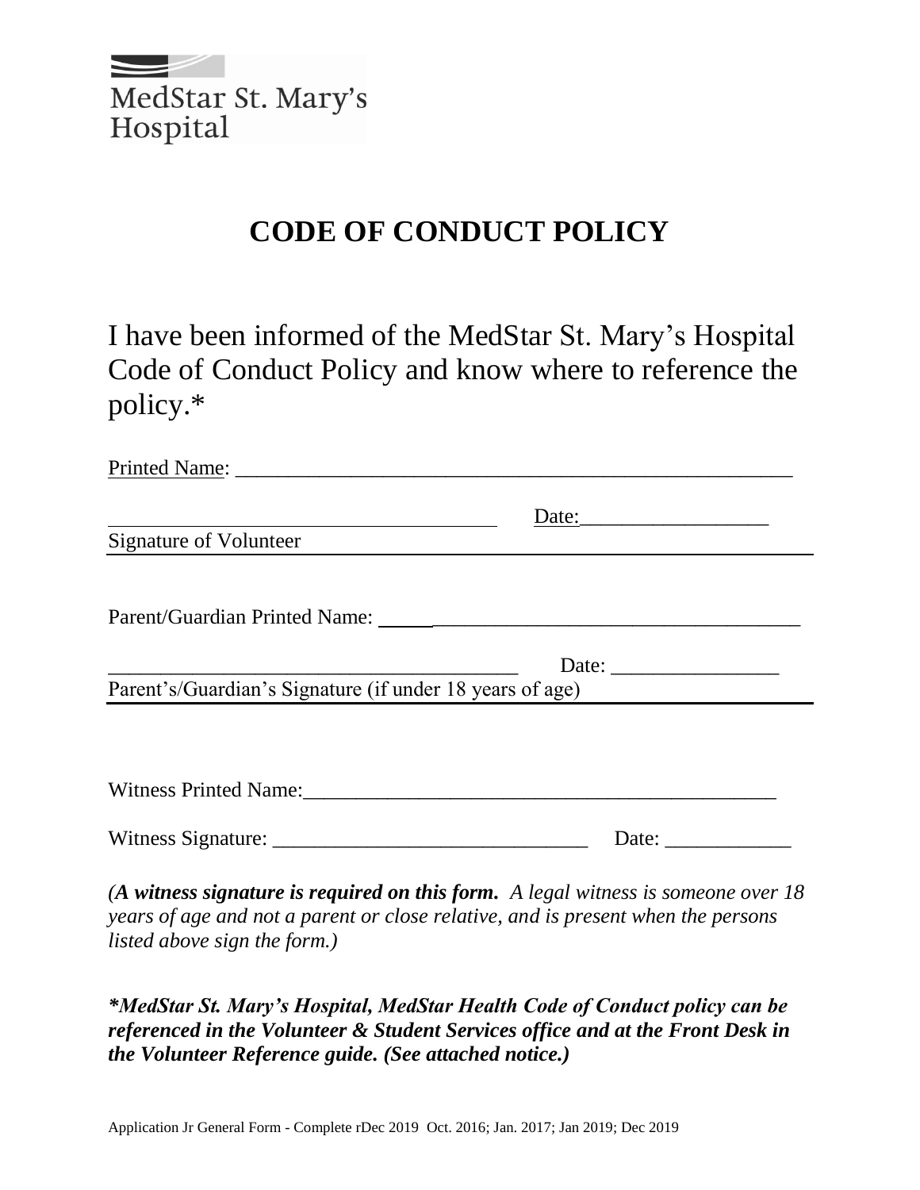MedStar St. Mary's Hospital

# CODE OF CONDUCT POLICY

I have been informed of the MedStar St. Mary's Hospital Code of Conduct Policy and know where to reference the policy.*

Printed Name: ______________________________________________________

________________________________________ Date:__________________

Signature of Volunteer

Parent/Guardian Printed Name: _________________________________________

________________________________________ Date: ________________

Parent's/Guardian's Signature (if under 18 years of age)

Witness Printed Name:_______________________________________________

Witness Signature: ______________________________ Date: ____________

*(**A witness signature is required on this form.** A legal witness is someone over 18 years of age and not a parent or close relative, and is present when the persons listed above sign the form.)*

***MedStar St. Mary's Hospital, MedStar Health Code of Conduct policy can be referenced in the Volunteer & Student Services office and at the Front Desk in the Volunteer Reference guide. (See attached notice.)***

Application Jr General Form - Complete rDec 2019 Oct. 2016; Jan. 2017; Jan 2019; Dec 2019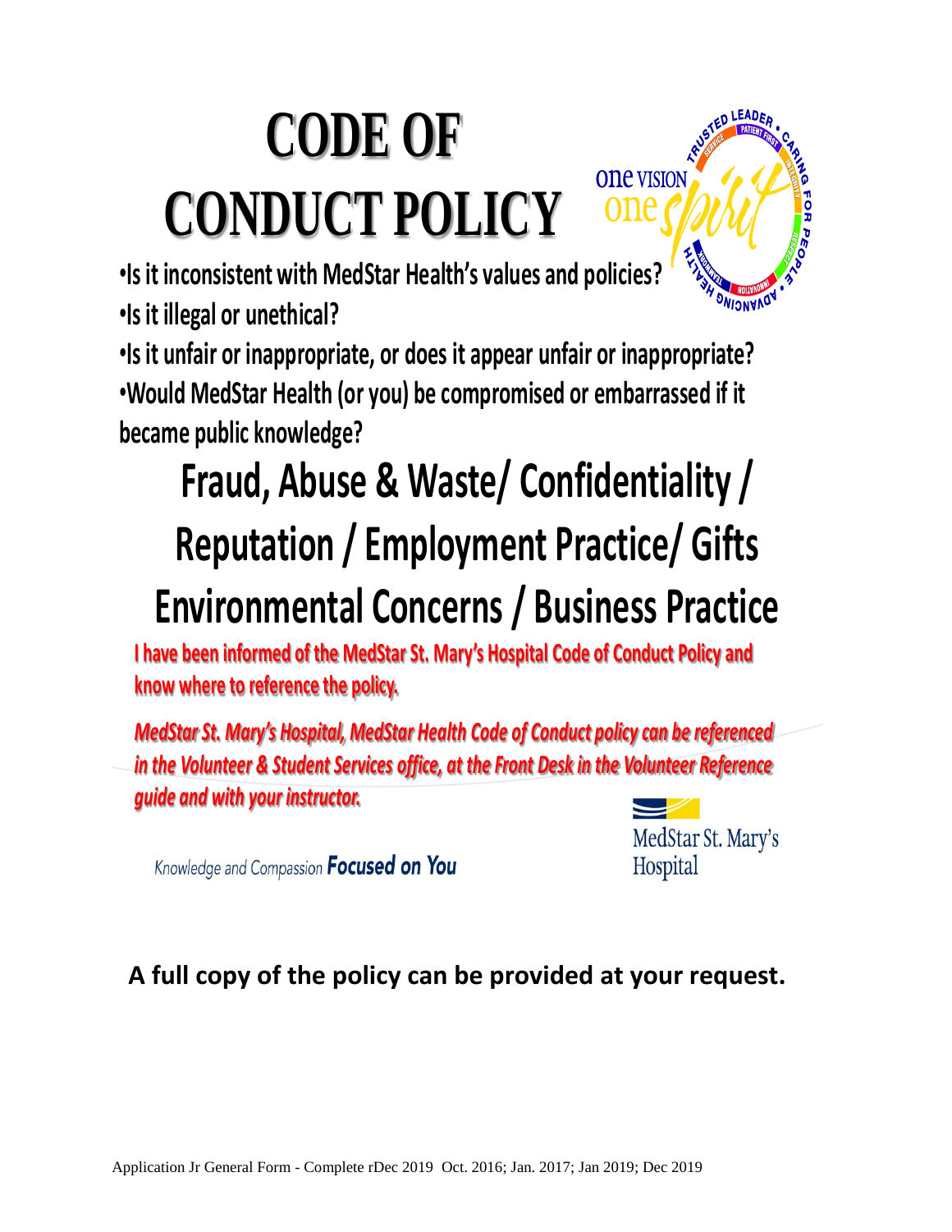# CODE OF CONDUCT POLICY

- Is it inconsistent with MedStar Health's values and policies?
- Is it illegal or unethical?
- Is it unfair or inappropriate, or does it appear unfair or inappropriate?
- Would MedStar Health (or you) be compromised or embarrassed if it became public knowledge?

## Fraud, Abuse & Waste/ Confidentiality / Reputation / Employment Practice/ Gifts Environmental Concerns / Business Practice

**I have been informed of the MedStar St. Mary's Hospital Code of Conduct Policy and know where to reference the policy.**

***MedStar St. Mary's Hospital, MedStar Health Code of Conduct policy can be referenced in the Volunteer & Student Services office, at the Front Desk in the Volunteer Reference guide and with your instructor.***

Knowledge and Compassion **Focused on You**

MedStar St. Mary's Hospital

**A full copy of the policy can be provided at your request.**

Application Jr General Form - Complete rDec 2019 Oct. 2016; Jan. 2017; Jan 2019; Dec 2019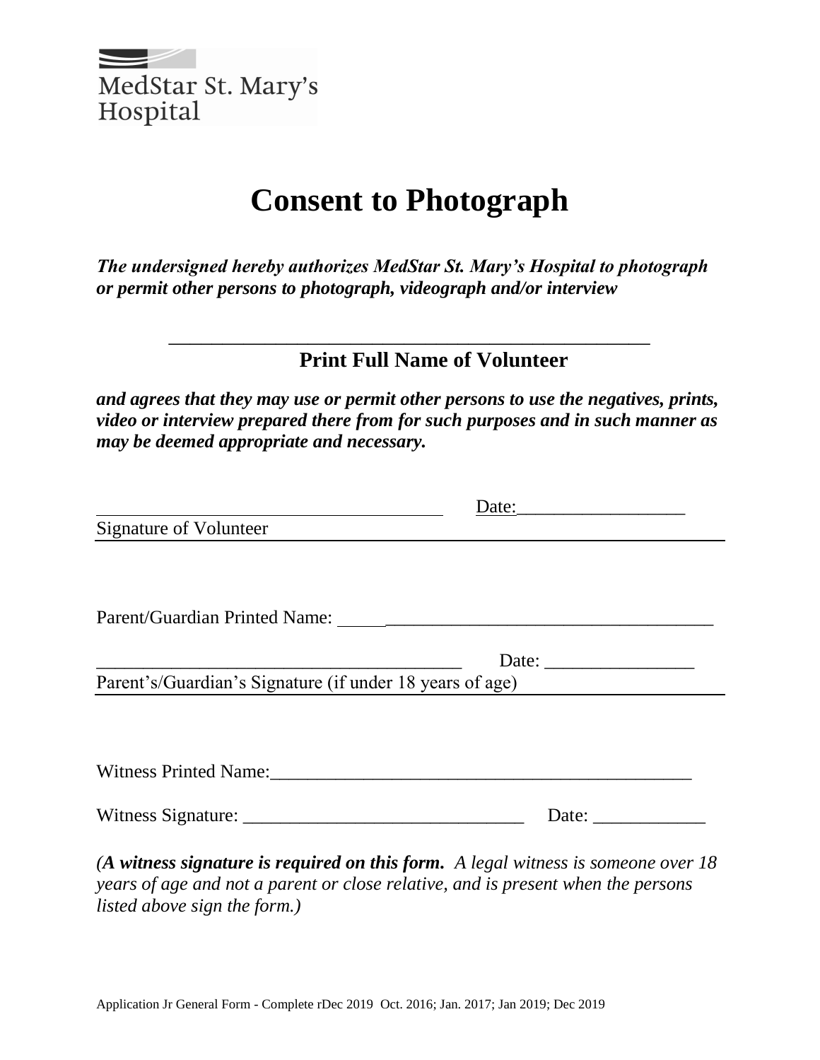MedStar St. Mary's Hospital

# Consent to Photograph

***The undersigned hereby authorizes MedStar St. Mary's Hospital to photograph or permit other persons to photograph, videograph and/or interview***

\_\_\_\_\_\_\_\_\_\_\_\_\_\_\_\_\_\_\_\_\_\_\_\_\_\_\_\_\_\_\_\_\_\_\_\_\_\_\_\_\_\_\_\_\_\_\_\_

**Print Full Name of Volunteer**

***and agrees that they may use or permit other persons to use the negatives, prints, video or interview prepared there from for such purposes and in such manner as may be deemed appropriate and necessary.***

\_\_\_\_\_\_\_\_\_\_\_\_\_\_\_\_\_\_\_\_\_\_\_\_\_\_\_\_\_\_\_\_\_\_\_\_\_\_\_ Date:\_\_\_\_\_\_\_\_\_\_\_\_\_\_\_\_\_\_

Signature of Volunteer

Parent/Guardian Printed Name: \_\_\_\_\_\_\_\_\_\_\_\_\_\_\_\_\_\_\_\_\_\_\_\_\_\_\_\_\_\_\_\_\_\_\_\_\_\_\_\_\_

\_\_\_\_\_\_\_\_\_\_\_\_\_\_\_\_\_\_\_\_\_\_\_\_\_\_\_\_\_\_\_\_\_\_\_\_\_\_\_\_ Date: \_\_\_\_\_\_\_\_\_\_\_\_\_\_\_\_

Parent's/Guardian's Signature (if under 18 years of age)

Witness Printed Name:\_\_\_\_\_\_\_\_\_\_\_\_\_\_\_\_\_\_\_\_\_\_\_\_\_\_\_\_\_\_\_\_\_\_\_\_\_\_\_\_\_\_\_\_\_\_

Witness Signature: \_\_\_\_\_\_\_\_\_\_\_\_\_\_\_\_\_\_\_\_\_\_\_\_\_\_\_\_\_\_ Date: \_\_\_\_\_\_\_\_\_\_\_\_

*(**A witness signature is required on this form.** A legal witness is someone over 18 years of age and not a parent or close relative, and is present when the persons listed above sign the form.)*

Application Jr General Form - Complete rDec 2019 Oct. 2016; Jan. 2017; Jan 2019; Dec 2019